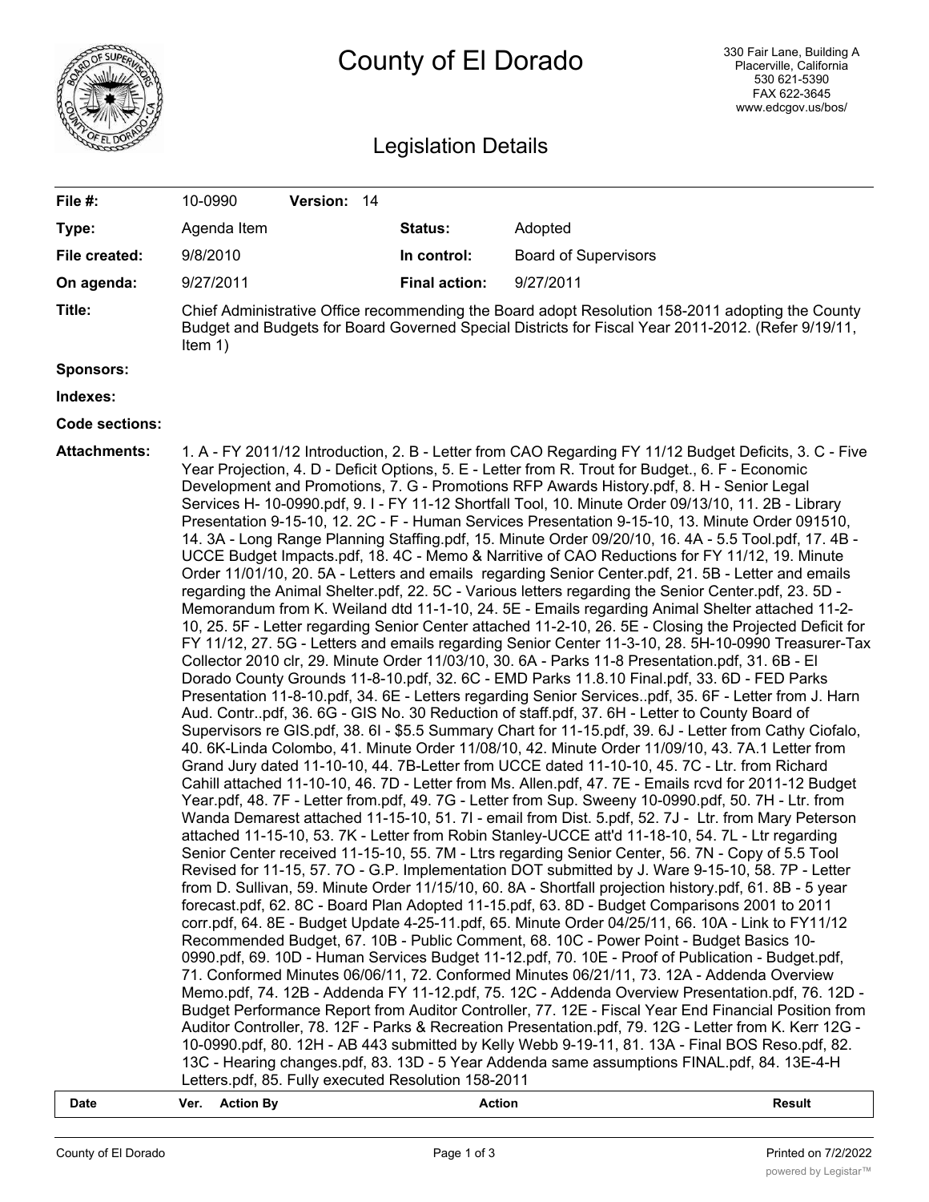# County of El Dorado

330 Fair Lane, Building A
Placerville, California
530 621-5390
FAX 622-3645
www.edcgov.us/bos/

## Legislation Details

| | | | |
|---|---|---|---|
| **File #:** | 10-0990 **Version:** 14 | | |
| **Type:** | Agenda Item | **Status:** | Adopted |
| **File created:** | 9/8/2010 | **In control:** | Board of Supervisors |
| **On agenda:** | 9/27/2011 | **Final action:** | 9/27/2011 |

**Title:** Chief Administrative Office recommending the Board adopt Resolution 158-2011 adopting the County Budget and Budgets for Board Governed Special Districts for Fiscal Year 2011-2012. (Refer 9/19/11, Item 1)

**Sponsors:**

**Indexes:**

**Code sections:**

**Attachments:** 1. A - FY 2011/12 Introduction, 2. B - Letter from CAO Regarding FY 11/12 Budget Deficits, 3. C - Five Year Projection, 4. D - Deficit Options, 5. E - Letter from R. Trout for Budget., 6. F - Economic Development and Promotions, 7. G - Promotions RFP Awards History.pdf, 8. H - Senior Legal Services H- 10-0990.pdf, 9. I - FY 11-12 Shortfall Tool, 10. Minute Order 09/13/10, 11. 2B - Library Presentation 9-15-10, 12. 2C - F - Human Services Presentation 9-15-10, 13. Minute Order 091510, 14. 3A - Long Range Planning Staffing.pdf, 15. Minute Order 09/20/10, 16. 4A - 5.5 Tool.pdf, 17. 4B - UCCE Budget Impacts.pdf, 18. 4C - Memo & Narritive of CAO Reductions for FY 11/12, 19. Minute Order 11/01/10, 20. 5A - Letters and emails regarding Senior Center.pdf, 21. 5B - Letter and emails regarding the Animal Shelter.pdf, 22. 5C - Various letters regarding the Senior Center.pdf, 23. 5D - Memorandum from K. Weiland dtd 11-1-10, 24. 5E - Emails regarding Animal Shelter attached 11-2-10, 25. 5F - Letter regarding Senior Center attached 11-2-10, 26. 5E - Closing the Projected Deficit for FY 11/12, 27. 5G - Letters and emails regarding Senior Center 11-3-10, 28. 5H-10-0990 Treasurer-Tax Collector 2010 clr, 29. Minute Order 11/03/10, 30. 6A - Parks 11-8 Presentation.pdf, 31. 6B - El Dorado County Grounds 11-8-10.pdf, 32. 6C - EMD Parks 11.8.10 Final.pdf, 33. 6D - FED Parks Presentation 11-8-10.pdf, 34. 6E - Letters regarding Senior Services..pdf, 35. 6F - Letter from J. Harn Aud. Contr..pdf, 36. 6G - GIS No. 30 Reduction of staff.pdf, 37. 6H - Letter to County Board of Supervisors re GIS.pdf, 38. 6I - $5.5 Summary Chart for 11-15.pdf, 39. 6J - Letter from Cathy Ciofalo, 40. 6K-Linda Colombo, 41. Minute Order 11/08/10, 42. Minute Order 11/09/10, 43. 7A.1 Letter from Grand Jury dated 11-10-10, 44. 7B-Letter from UCCE dated 11-10-10, 45. 7C - Ltr. from Richard Cahill attached 11-10-10, 46. 7D - Letter from Ms. Allen.pdf, 47. 7E - Emails rcvd for 2011-12 Budget Year.pdf, 48. 7F - Letter from.pdf, 49. 7G - Letter from Sup. Sweeny 10-0990.pdf, 50. 7H - Ltr. from Wanda Demarest attached 11-15-10, 51. 7I - email from Dist. 5.pdf, 52. 7J - Ltr. from Mary Peterson attached 11-15-10, 53. 7K - Letter from Robin Stanley-UCCE att'd 11-18-10, 54. 7L - Ltr regarding Senior Center received 11-15-10, 55. 7M - Ltrs regarding Senior Center, 56. 7N - Copy of 5.5 Tool Revised for 11-15, 57. 7O - G.P. Implementation DOT submitted by J. Ware 9-15-10, 58. 7P - Letter from D. Sullivan, 59. Minute Order 11/15/10, 60. 8A - Shortfall projection history.pdf, 61. 8B - 5 year forecast.pdf, 62. 8C - Board Plan Adopted 11-15.pdf, 63. 8D - Budget Comparisons 2001 to 2011 corr.pdf, 64. 8E - Budget Update 4-25-11.pdf, 65. Minute Order 04/25/11, 66. 10A - Link to FY11/12 Recommended Budget, 67. 10B - Public Comment, 68. 10C - Power Point - Budget Basics 10-0990.pdf, 69. 10D - Human Services Budget 11-12.pdf, 70. 10E - Proof of Publication - Budget.pdf, 71. Conformed Minutes 06/06/11, 72. Conformed Minutes 06/21/11, 73. 12A - Addenda Overview Memo.pdf, 74. 12B - Addenda FY 11-12.pdf, 75. 12C - Addenda Overview Presentation.pdf, 76. 12D - Budget Performance Report from Auditor Controller, 77. 12E - Fiscal Year End Financial Position from Auditor Controller, 78. 12F - Parks & Recreation Presentation.pdf, 79. 12G - Letter from K. Kerr 12G - 10-0990.pdf, 80. 12H - AB 443 submitted by Kelly Webb 9-19-11, 81. 13A - Final BOS Reso.pdf, 82. 13C - Hearing changes.pdf, 83. 13D - 5 Year Addenda same assumptions FINAL.pdf, 84. 13E-4-H Letters.pdf, 85. Fully executed Resolution 158-2011

| Date | Ver. | Action By | Action | Result |
|---|---|---|---|---|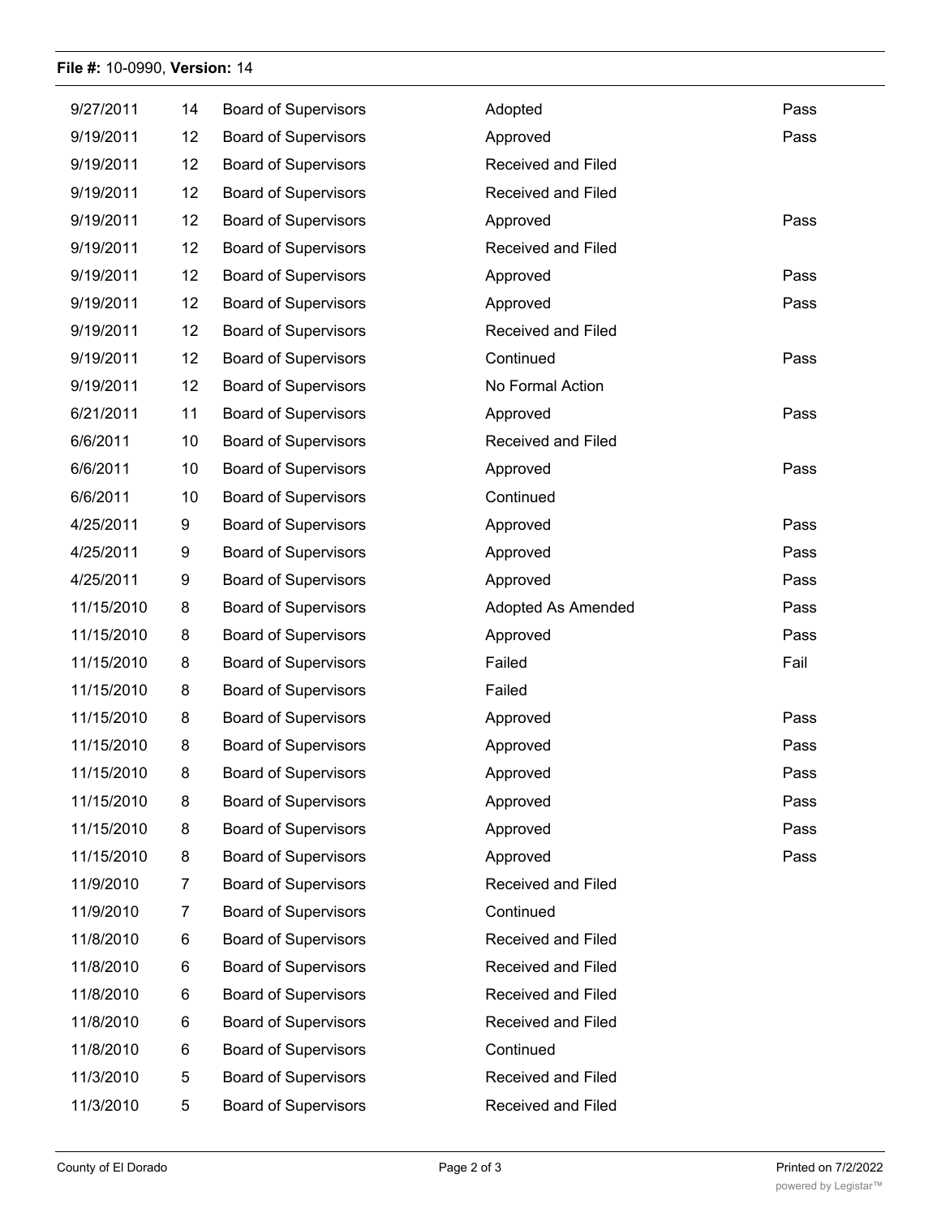**File #:** 10-0990, **Version:** 14

| | | | | |
|---|---|---|---|---|
| 9/27/2011 | 14 | Board of Supervisors | Adopted | Pass |
| 9/19/2011 | 12 | Board of Supervisors | Approved | Pass |
| 9/19/2011 | 12 | Board of Supervisors | Received and Filed | |
| 9/19/2011 | 12 | Board of Supervisors | Received and Filed | |
| 9/19/2011 | 12 | Board of Supervisors | Approved | Pass |
| 9/19/2011 | 12 | Board of Supervisors | Received and Filed | |
| 9/19/2011 | 12 | Board of Supervisors | Approved | Pass |
| 9/19/2011 | 12 | Board of Supervisors | Approved | Pass |
| 9/19/2011 | 12 | Board of Supervisors | Received and Filed | |
| 9/19/2011 | 12 | Board of Supervisors | Continued | Pass |
| 9/19/2011 | 12 | Board of Supervisors | No Formal Action | |
| 6/21/2011 | 11 | Board of Supervisors | Approved | Pass |
| 6/6/2011 | 10 | Board of Supervisors | Received and Filed | |
| 6/6/2011 | 10 | Board of Supervisors | Approved | Pass |
| 6/6/2011 | 10 | Board of Supervisors | Continued | |
| 4/25/2011 | 9 | Board of Supervisors | Approved | Pass |
| 4/25/2011 | 9 | Board of Supervisors | Approved | Pass |
| 4/25/2011 | 9 | Board of Supervisors | Approved | Pass |
| 11/15/2010 | 8 | Board of Supervisors | Adopted As Amended | Pass |
| 11/15/2010 | 8 | Board of Supervisors | Approved | Pass |
| 11/15/2010 | 8 | Board of Supervisors | Failed | Fail |
| 11/15/2010 | 8 | Board of Supervisors | Failed | |
| 11/15/2010 | 8 | Board of Supervisors | Approved | Pass |
| 11/15/2010 | 8 | Board of Supervisors | Approved | Pass |
| 11/15/2010 | 8 | Board of Supervisors | Approved | Pass |
| 11/15/2010 | 8 | Board of Supervisors | Approved | Pass |
| 11/15/2010 | 8 | Board of Supervisors | Approved | Pass |
| 11/15/2010 | 8 | Board of Supervisors | Approved | Pass |
| 11/9/2010 | 7 | Board of Supervisors | Received and Filed | |
| 11/9/2010 | 7 | Board of Supervisors | Continued | |
| 11/8/2010 | 6 | Board of Supervisors | Received and Filed | |
| 11/8/2010 | 6 | Board of Supervisors | Received and Filed | |
| 11/8/2010 | 6 | Board of Supervisors | Received and Filed | |
| 11/8/2010 | 6 | Board of Supervisors | Received and Filed | |
| 11/8/2010 | 6 | Board of Supervisors | Continued | |
| 11/3/2010 | 5 | Board of Supervisors | Received and Filed | |
| 11/3/2010 | 5 | Board of Supervisors | Received and Filed | |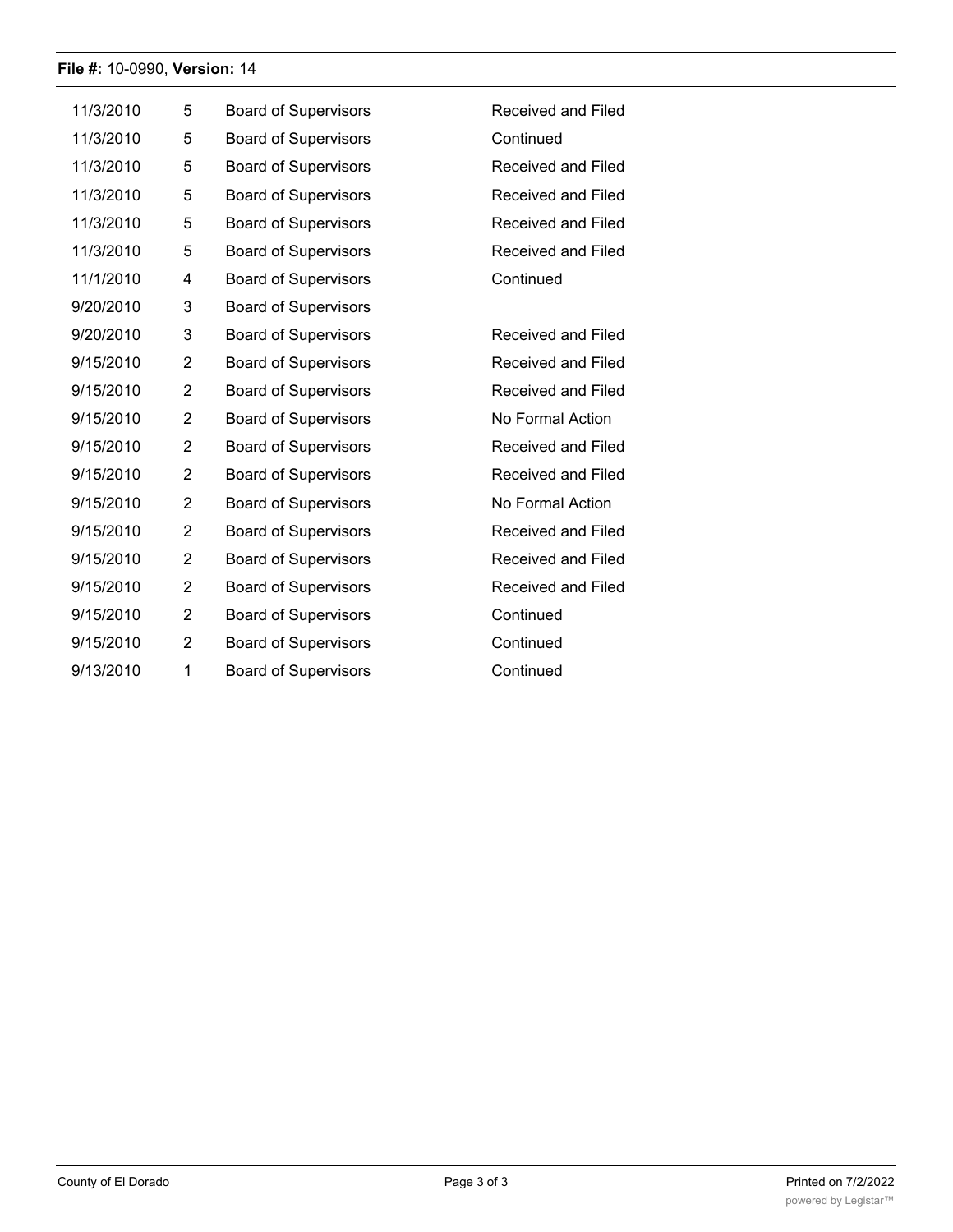| | | | |
|---|---|---|---|
| 11/3/2010 | 5 | Board of Supervisors | Received and Filed |
| 11/3/2010 | 5 | Board of Supervisors | Continued |
| 11/3/2010 | 5 | Board of Supervisors | Received and Filed |
| 11/3/2010 | 5 | Board of Supervisors | Received and Filed |
| 11/3/2010 | 5 | Board of Supervisors | Received and Filed |
| 11/3/2010 | 5 | Board of Supervisors | Received and Filed |
| 11/1/2010 | 4 | Board of Supervisors | Continued |
| 9/20/2010 | 3 | Board of Supervisors | |
| 9/20/2010 | 3 | Board of Supervisors | Received and Filed |
| 9/15/2010 | 2 | Board of Supervisors | Received and Filed |
| 9/15/2010 | 2 | Board of Supervisors | Received and Filed |
| 9/15/2010 | 2 | Board of Supervisors | No Formal Action |
| 9/15/2010 | 2 | Board of Supervisors | Received and Filed |
| 9/15/2010 | 2 | Board of Supervisors | Received and Filed |
| 9/15/2010 | 2 | Board of Supervisors | No Formal Action |
| 9/15/2010 | 2 | Board of Supervisors | Received and Filed |
| 9/15/2010 | 2 | Board of Supervisors | Received and Filed |
| 9/15/2010 | 2 | Board of Supervisors | Received and Filed |
| 9/15/2010 | 2 | Board of Supervisors | Continued |
| 9/15/2010 | 2 | Board of Supervisors | Continued |
| 9/13/2010 | 1 | Board of Supervisors | Continued |